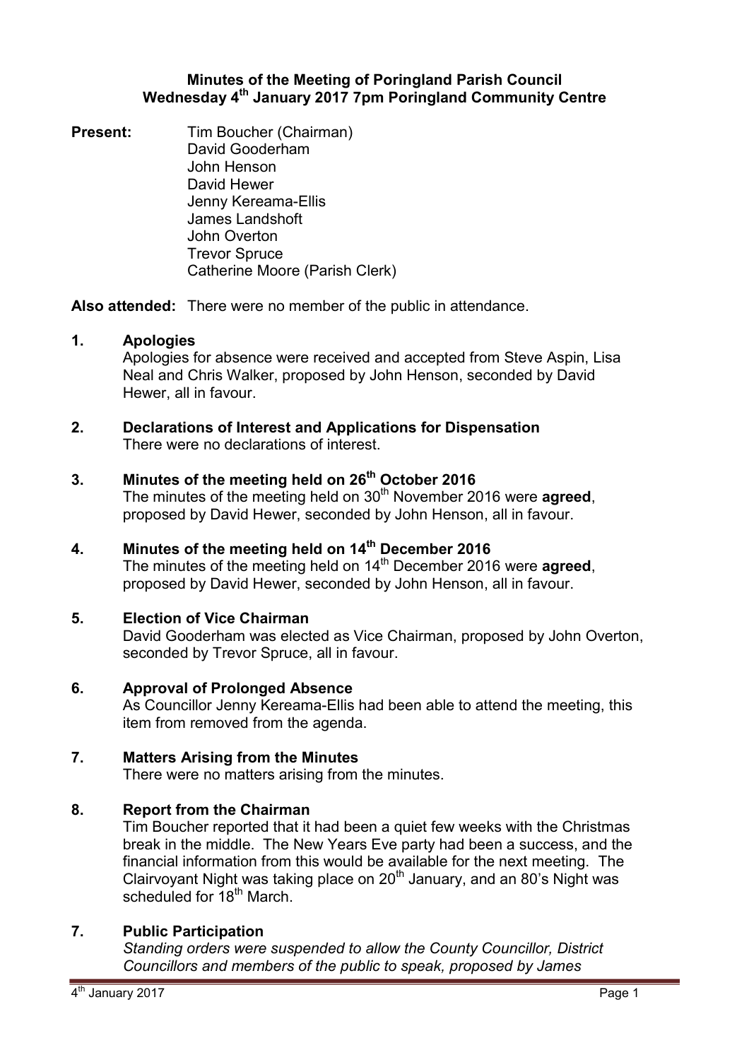**Minutes of the Meeting of Poringland Parish Council**
**Wednesday 4th January 2017 7pm Poringland Community Centre**

**Present:** Tim Boucher (Chairman)
David Gooderham
John Henson
David Hewer
Jenny Kereama-Ellis
James Landshoft
John Overton
Trevor Spruce
Catherine Moore (Parish Clerk)

**Also attended:** There were no member of the public in attendance.

**1. Apologies**

Apologies for absence were received and accepted from Steve Aspin, Lisa Neal and Chris Walker, proposed by John Henson, seconded by David Hewer, all in favour.

**2. Declarations of Interest and Applications for Dispensation**

There were no declarations of interest.

**3. Minutes of the meeting held on 26th October 2016**

The minutes of the meeting held on 30th November 2016 were **agreed**, proposed by David Hewer, seconded by John Henson, all in favour.

**4. Minutes of the meeting held on 14th December 2016**

The minutes of the meeting held on 14th December 2016 were **agreed**, proposed by David Hewer, seconded by John Henson, all in favour.

**5. Election of Vice Chairman**

David Gooderham was elected as Vice Chairman, proposed by John Overton, seconded by Trevor Spruce, all in favour.

**6. Approval of Prolonged Absence**

As Councillor Jenny Kereama-Ellis had been able to attend the meeting, this item from removed from the agenda.

**7. Matters Arising from the Minutes**

There were no matters arising from the minutes.

**8. Report from the Chairman**

Tim Boucher reported that it had been a quiet few weeks with the Christmas break in the middle. The New Years Eve party had been a success, and the financial information from this would be available for the next meeting. The Clairvoyant Night was taking place on 20th January, and an 80's Night was scheduled for 18th March.

**7. Public Participation**

*Standing orders were suspended to allow the County Councillor, District Councillors and members of the public to speak, proposed by James*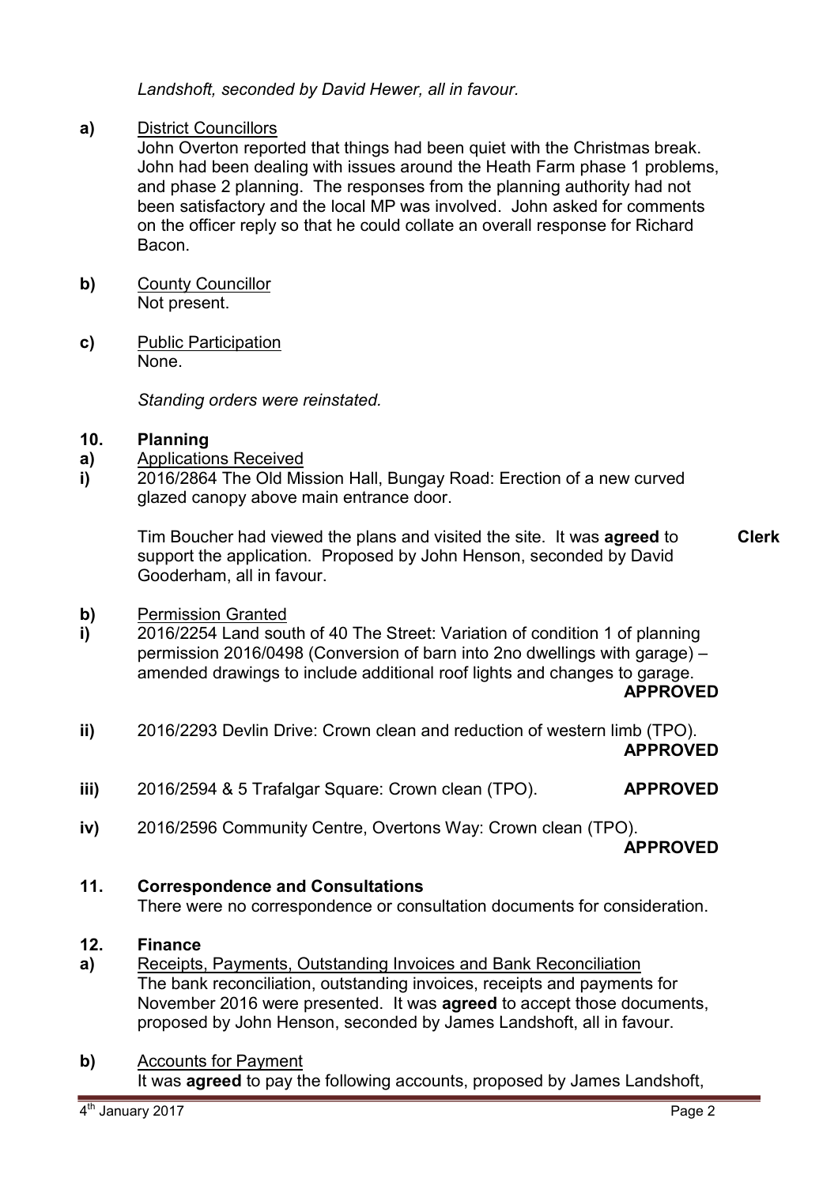*Landshoft, seconded by David Hewer, all in favour.*

**a)** District Councillors

John Overton reported that things had been quiet with the Christmas break. John had been dealing with issues around the Heath Farm phase 1 problems, and phase 2 planning. The responses from the planning authority had not been satisfactory and the local MP was involved. John asked for comments on the officer reply so that he could collate an overall response for Richard Bacon.

**b)** County Councillor

Not present.

**c)** Public Participation

None.

*Standing orders were reinstated.*

## 10. Planning

**a)** Applications Received

**i)** 2016/2864 The Old Mission Hall, Bungay Road: Erection of a new curved glazed canopy above main entrance door.

Tim Boucher had viewed the plans and visited the site. It was **agreed** to support the application. Proposed by John Henson, seconded by David Gooderham, all in favour. **Clerk**

**b)** Permission Granted

**i)** 2016/2254 Land south of 40 The Street: Variation of condition 1 of planning permission 2016/0498 (Conversion of barn into 2no dwellings with garage) – amended drawings to include additional roof lights and changes to garage. **APPROVED**

**ii)** 2016/2293 Devlin Drive: Crown clean and reduction of western limb (TPO). **APPROVED**

**iii)** 2016/2594 & 5 Trafalgar Square: Crown clean (TPO). **APPROVED**

**iv)** 2016/2596 Community Centre, Overtons Way: Crown clean (TPO). **APPROVED**

## 11. Correspondence and Consultations

There were no correspondence or consultation documents for consideration.

## 12. Finance

**a)** Receipts, Payments, Outstanding Invoices and Bank Reconciliation

The bank reconciliation, outstanding invoices, receipts and payments for November 2016 were presented. It was **agreed** to accept those documents, proposed by John Henson, seconded by James Landshoft, all in favour.

**b)** Accounts for Payment

It was **agreed** to pay the following accounts, proposed by James Landshoft,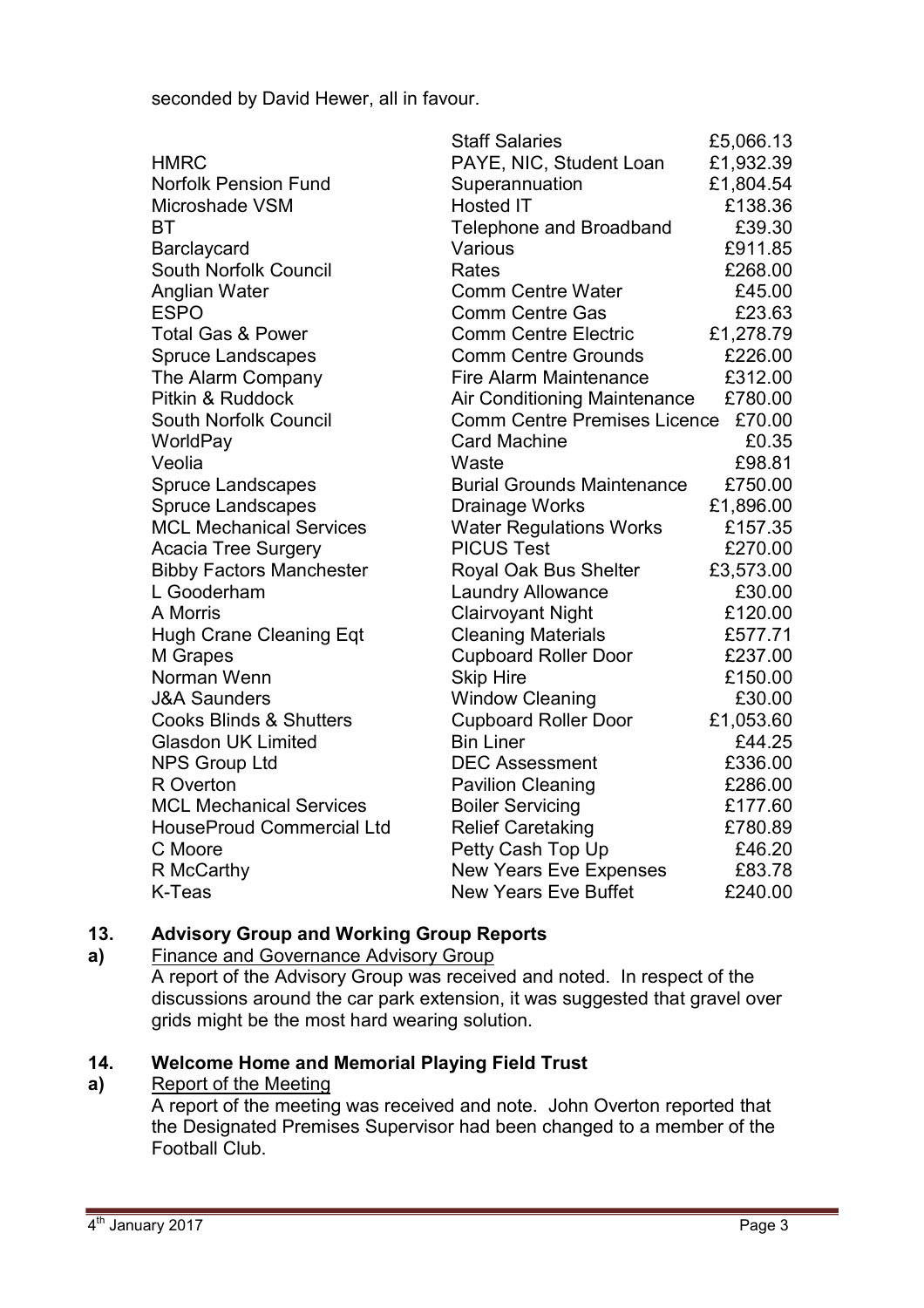seconded by David Hewer, all in favour.

| | | |
|---|---|---|
| | Staff Salaries | £5,066.13 |
| HMRC | PAYE, NIC, Student Loan | £1,932.39 |
| Norfolk Pension Fund | Superannuation | £1,804.54 |
| Microshade VSM | Hosted IT | £138.36 |
| BT | Telephone and Broadband | £39.30 |
| Barclaycard | Various | £911.85 |
| South Norfolk Council | Rates | £268.00 |
| Anglian Water | Comm Centre Water | £45.00 |
| ESPO | Comm Centre Gas | £23.63 |
| Total Gas & Power | Comm Centre Electric | £1,278.79 |
| Spruce Landscapes | Comm Centre Grounds | £226.00 |
| The Alarm Company | Fire Alarm Maintenance | £312.00 |
| Pitkin & Ruddock | Air Conditioning Maintenance | £780.00 |
| South Norfolk Council | Comm Centre Premises Licence | £70.00 |
| WorldPay | Card Machine | £0.35 |
| Veolia | Waste | £98.81 |
| Spruce Landscapes | Burial Grounds Maintenance | £750.00 |
| Spruce Landscapes | Drainage Works | £1,896.00 |
| MCL Mechanical Services | Water Regulations Works | £157.35 |
| Acacia Tree Surgery | PICUS Test | £270.00 |
| Bibby Factors Manchester | Royal Oak Bus Shelter | £3,573.00 |
| L Gooderham | Laundry Allowance | £30.00 |
| A Morris | Clairvoyant Night | £120.00 |
| Hugh Crane Cleaning Eqt | Cleaning Materials | £577.71 |
| M Grapes | Cupboard Roller Door | £237.00 |
| Norman Wenn | Skip Hire | £150.00 |
| J&A Saunders | Window Cleaning | £30.00 |
| Cooks Blinds & Shutters | Cupboard Roller Door | £1,053.60 |
| Glasdon UK Limited | Bin Liner | £44.25 |
| NPS Group Ltd | DEC Assessment | £336.00 |
| R Overton | Pavilion Cleaning | £286.00 |
| MCL Mechanical Services | Boiler Servicing | £177.60 |
| HouseProud Commercial Ltd | Relief Caretaking | £780.89 |
| C Moore | Petty Cash Top Up | £46.20 |
| R McCarthy | New Years Eve Expenses | £83.78 |
| K-Teas | New Years Eve Buffet | £240.00 |

## 13. Advisory Group and Working Group Reports

**a)** Finance and Governance Advisory Group

A report of the Advisory Group was received and noted. In respect of the discussions around the car park extension, it was suggested that gravel over grids might be the most hard wearing solution.

## 14. Welcome Home and Memorial Playing Field Trust

**a)** Report of the Meeting

A report of the meeting was received and note. John Overton reported that the Designated Premises Supervisor had been changed to a member of the Football Club.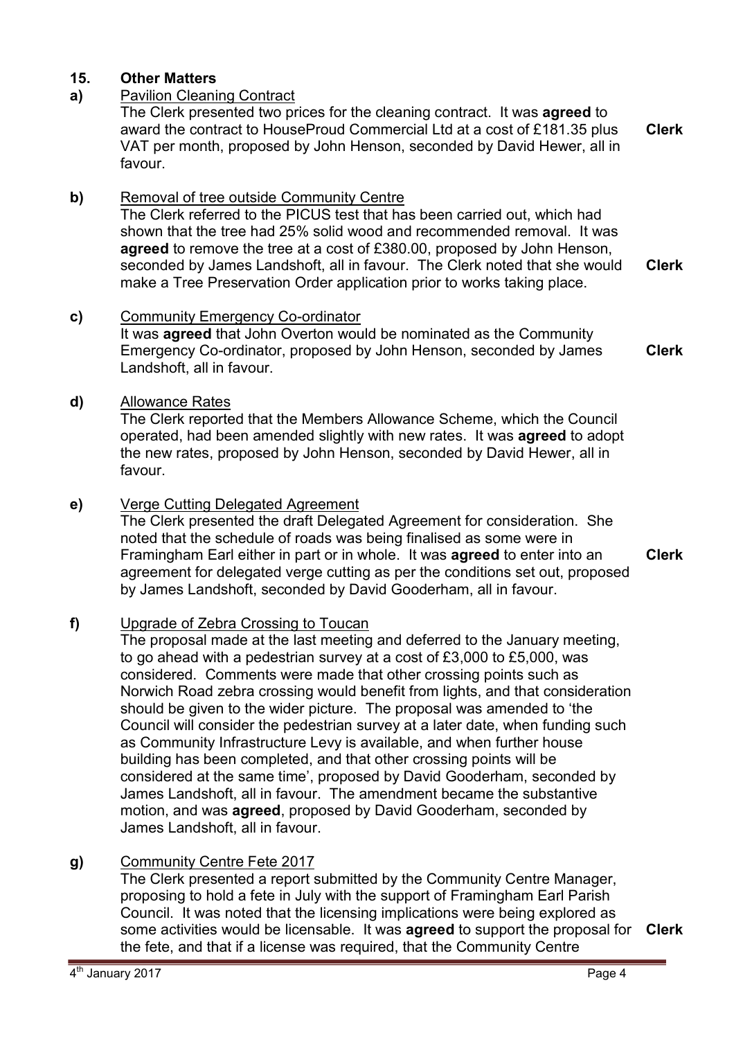## 15. Other Matters

**a)** Pavilion Cleaning Contract

The Clerk presented two prices for the cleaning contract. It was **agreed** to award the contract to HouseProud Commercial Ltd at a cost of £181.35 plus VAT per month, proposed by John Henson, seconded by David Hewer, all in favour. **Clerk**

**b)** Removal of tree outside Community Centre

The Clerk referred to the PICUS test that has been carried out, which had shown that the tree had 25% solid wood and recommended removal. It was **agreed** to remove the tree at a cost of £380.00, proposed by John Henson, seconded by James Landshoft, all in favour. The Clerk noted that she would make a Tree Preservation Order application prior to works taking place. **Clerk**

**c)** Community Emergency Co-ordinator

It was **agreed** that John Overton would be nominated as the Community Emergency Co-ordinator, proposed by John Henson, seconded by James Landshoft, all in favour. **Clerk**

**d)** Allowance Rates

The Clerk reported that the Members Allowance Scheme, which the Council operated, had been amended slightly with new rates. It was **agreed** to adopt the new rates, proposed by John Henson, seconded by David Hewer, all in favour.

**e)** Verge Cutting Delegated Agreement

The Clerk presented the draft Delegated Agreement for consideration. She noted that the schedule of roads was being finalised as some were in Framingham Earl either in part or in whole. It was **agreed** to enter into an agreement for delegated verge cutting as per the conditions set out, proposed by James Landshoft, seconded by David Gooderham, all in favour. **Clerk**

**f)** Upgrade of Zebra Crossing to Toucan

The proposal made at the last meeting and deferred to the January meeting, to go ahead with a pedestrian survey at a cost of £3,000 to £5,000, was considered. Comments were made that other crossing points such as Norwich Road zebra crossing would benefit from lights, and that consideration should be given to the wider picture. The proposal was amended to 'the Council will consider the pedestrian survey at a later date, when funding such as Community Infrastructure Levy is available, and when further house building has been completed, and that other crossing points will be considered at the same time', proposed by David Gooderham, seconded by James Landshoft, all in favour. The amendment became the substantive motion, and was **agreed**, proposed by David Gooderham, seconded by James Landshoft, all in favour.

**g)** Community Centre Fete 2017

The Clerk presented a report submitted by the Community Centre Manager, proposing to hold a fete in July with the support of Framingham Earl Parish Council. It was noted that the licensing implications were being explored as some activities would be licensable. It was **agreed** to support the proposal for the fete, and that if a license was required, that the Community Centre **Clerk**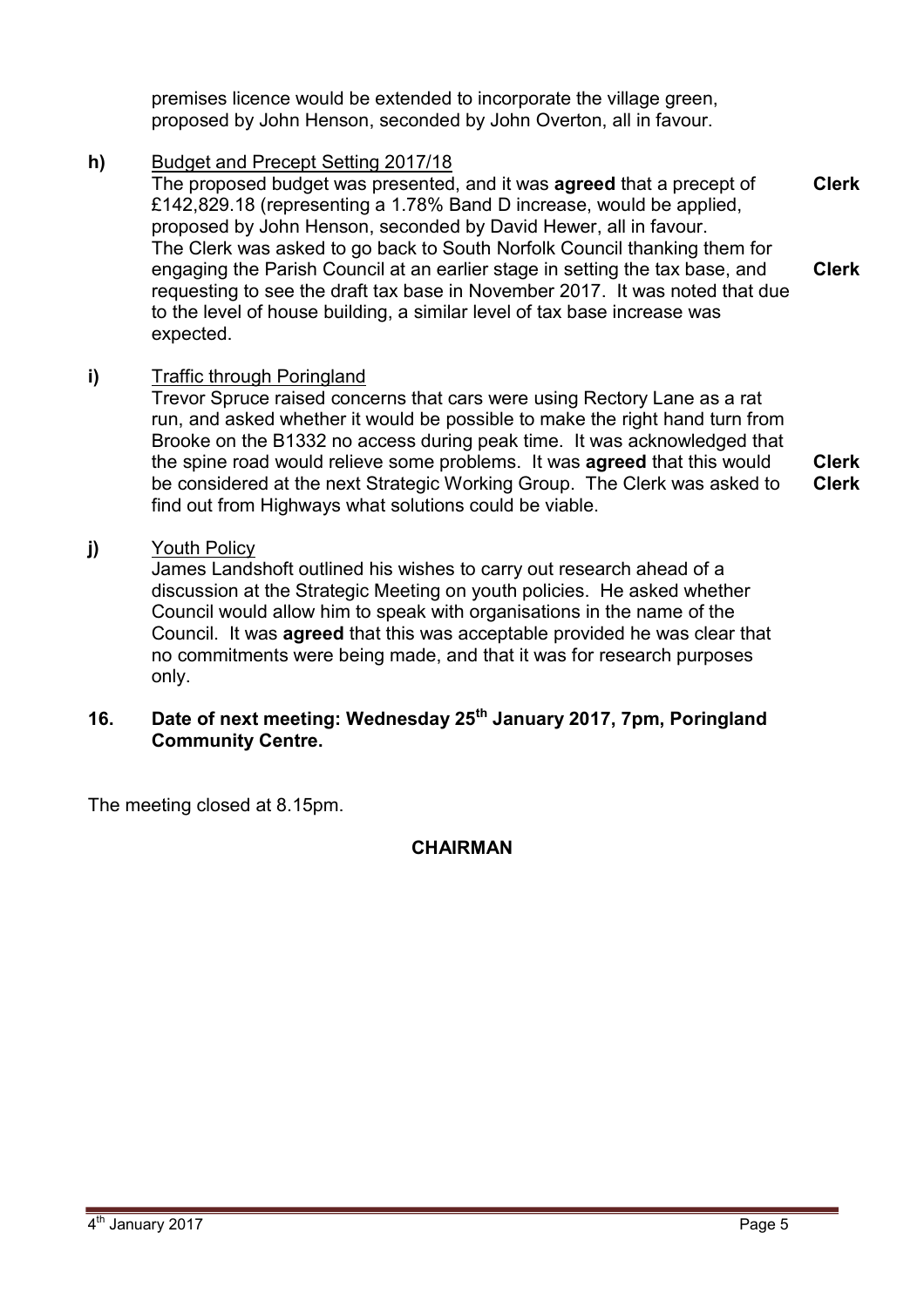premises licence would be extended to incorporate the village green, proposed by John Henson, seconded by John Overton, all in favour.

**h)** Budget and Precept Setting 2017/18

The proposed budget was presented, and it was **agreed** that a precept of £142,829.18 (representing a 1.78% Band D increase, would be applied, proposed by John Henson, seconded by David Hewer, all in favour. **Clerk**

The Clerk was asked to go back to South Norfolk Council thanking them for engaging the Parish Council at an earlier stage in setting the tax base, and requesting to see the draft tax base in November 2017. It was noted that due to the level of house building, a similar level of tax base increase was expected. **Clerk**

**i)** Traffic through Poringland

Trevor Spruce raised concerns that cars were using Rectory Lane as a rat run, and asked whether it would be possible to make the right hand turn from Brooke on the B1332 no access during peak time. It was acknowledged that the spine road would relieve some problems. It was **agreed** that this would be considered at the next Strategic Working Group. The Clerk was asked to find out from Highways what solutions could be viable. **Clerk** **Clerk**

**j)** Youth Policy

James Landshoft outlined his wishes to carry out research ahead of a discussion at the Strategic Meeting on youth policies. He asked whether Council would allow him to speak with organisations in the name of the Council. It was **agreed** that this was acceptable provided he was clear that no commitments were being made, and that it was for research purposes only.

**16. Date of next meeting: Wednesday 25th January 2017, 7pm, Poringland Community Centre.**

The meeting closed at 8.15pm.

**CHAIRMAN**